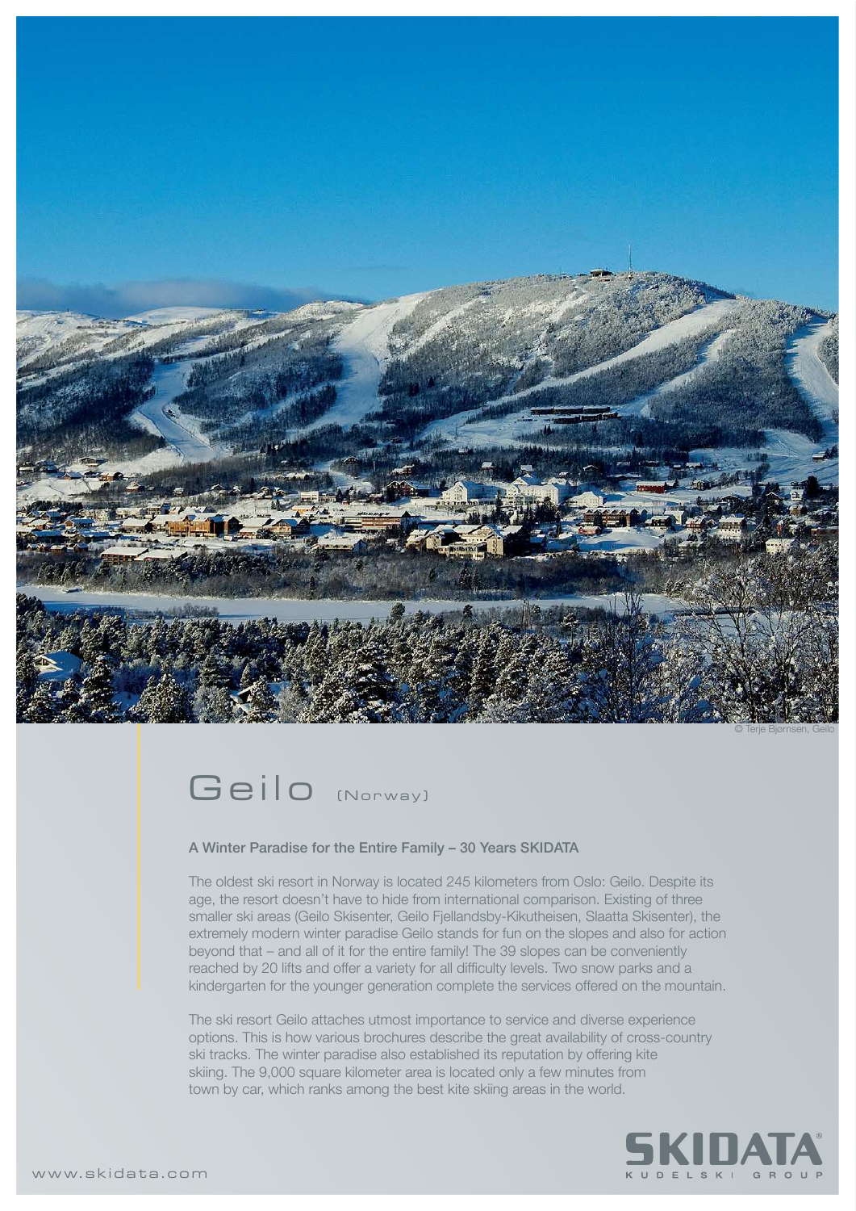© Terje Bjørnsen, Geilo

# Geilo (Norway)

## A Winter Paradise for the Entire Family – 30 Years SKIDATA

The oldest ski resort in Norway is located 245 kilometers from Oslo: Geilo. Despite its age, the resort doesn't have to hide from international comparison. Existing of three smaller ski areas (Geilo Skisenter, Geilo Fjellandsby-Kikutheisen, Slaatta Skisenter), the extremely modern winter paradise Geilo stands for fun on the slopes and also for action beyond that – and all of it for the entire family! The 39 slopes can be conveniently reached by 20 lifts and offer a variety for all difficulty levels. Two snow parks and a kindergarten for the younger generation complete the services offered on the mountain.

The ski resort Geilo attaches utmost importance to service and diverse experience options. This is how various brochures describe the great availability of cross-country ski tracks. The winter paradise also established its reputation by offering kite skiing. The 9,000 square kilometer area is located only a few minutes from town by car, which ranks among the best kite skiing areas in the world.

SKIDATA KUDELSKI GROUP

www.skidata.com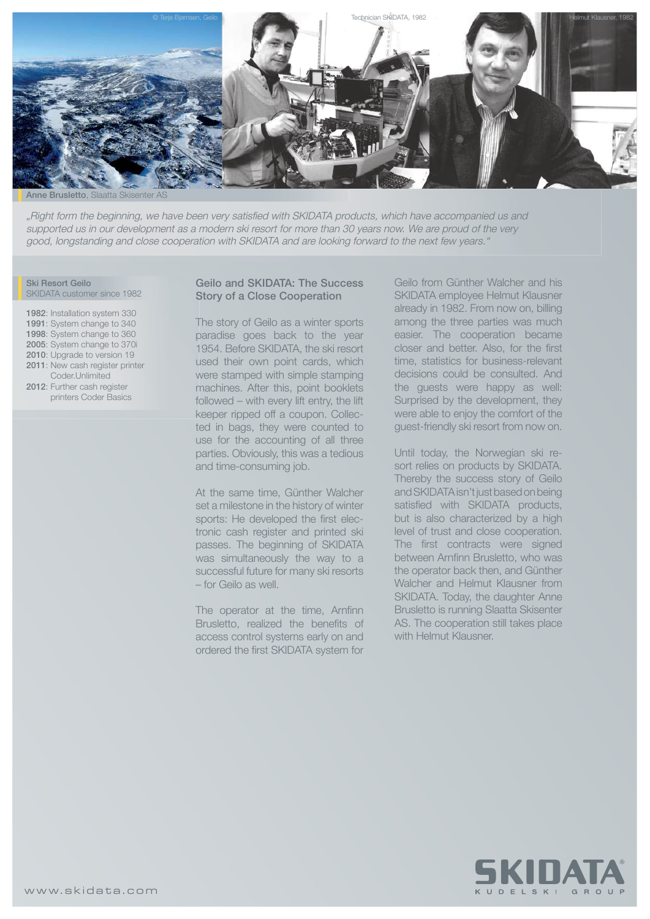© Terje Bjørnsen, Geilo

Technician SKIDATA, 1982

Helmut Klausner, 1982

**Anne Brusletto**, Slaatta Skisenter AS

*„Right form the beginning, we have been very satisfied with SKIDATA products, which have accompanied us and supported us in our development as a modern ski resort for more than 30 years now. We are proud of the very good, longstanding and close cooperation with SKIDATA and are looking forward to the next few years."*

**Ski Resort Geilo**
SKIDATA customer since 1982

- **1982**: Installation system 330
- **1991**: System change to 340
- **1998**: System change to 360
- **2005**: System change to 370i
- **2010**: Upgrade to version 19
- **2011**: New cash register printer Coder.Unlimited
- **2012**: Further cash register printers Coder Basics

## Geilo and SKIDATA: The Success Story of a Close Cooperation

The story of Geilo as a winter sports paradise goes back to the year 1954. Before SKIDATA, the ski resort used their own point cards, which were stamped with simple stamping machines. After this, point booklets followed – with every lift entry, the lift keeper ripped off a coupon. Collected in bags, they were counted to use for the accounting of all three parties. Obviously, this was a tedious and time-consuming job.

At the same time, Günther Walcher set a milestone in the history of winter sports: He developed the first electronic cash register and printed ski passes. The beginning of SKIDATA was simultaneously the way to a successful future for many ski resorts – for Geilo as well.

The operator at the time, Arnfinn Brusletto, realized the benefits of access control systems early on and ordered the first SKIDATA system for Geilo from Günther Walcher and his SKIDATA employee Helmut Klausner already in 1982. From now on, billing among the three parties was much easier. The cooperation became closer and better. Also, for the first time, statistics for business-relevant decisions could be consulted. And the guests were happy as well: Surprised by the development, they were able to enjoy the comfort of the guest-friendly ski resort from now on.

Until today, the Norwegian ski resort relies on products by SKIDATA. Thereby the success story of Geilo and SKIDATA isn't just based on being satisfied with SKIDATA products, but is also characterized by a high level of trust and close cooperation. The first contracts were signed between Arnfinn Brusletto, who was the operator back then, and Günther Walcher and Helmut Klausner from SKIDATA. Today, the daughter Anne Brusletto is running Slaatta Skisenter AS. The cooperation still takes place with Helmut Klausner.

www.skidata.com

SKIDATA®
KUDELSKI GROUP